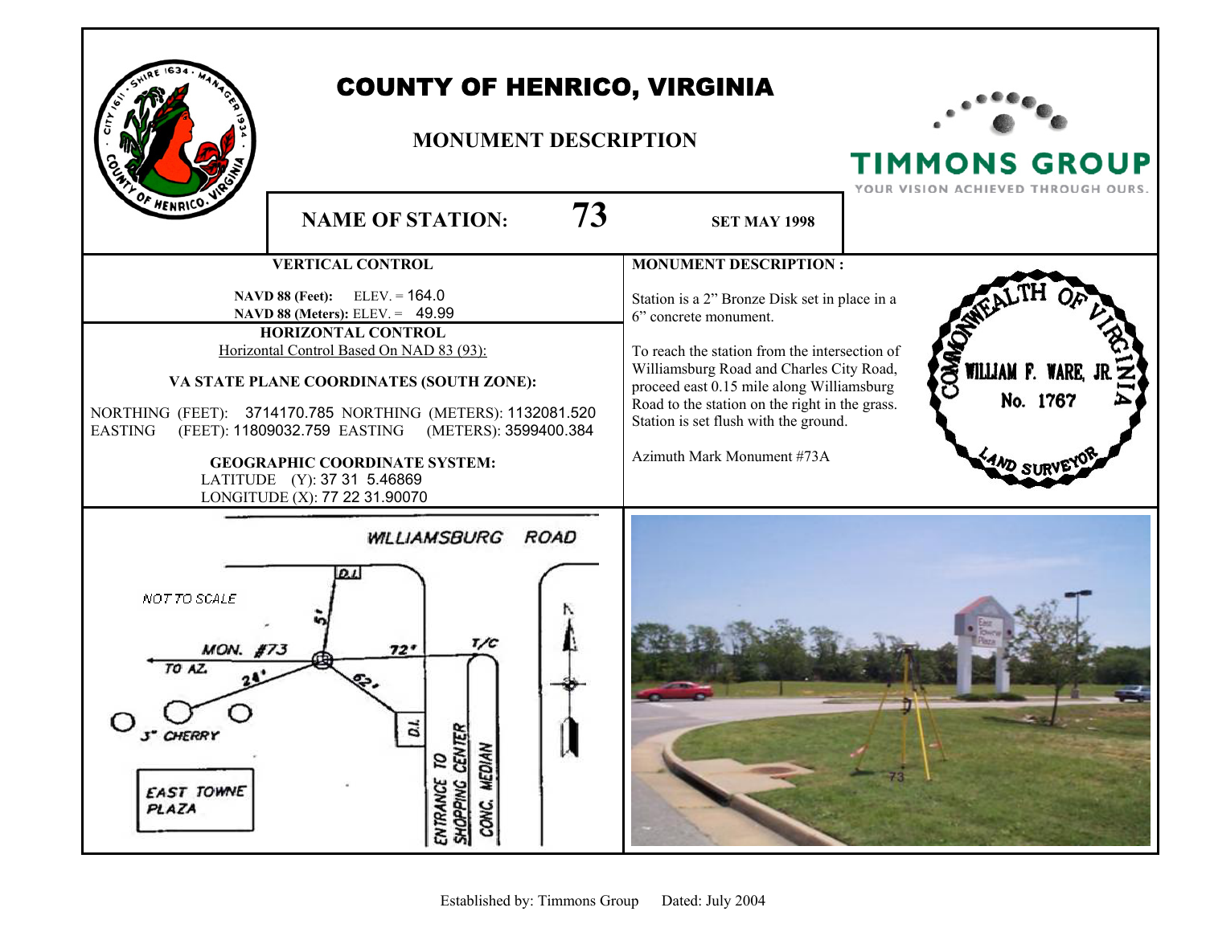# COUNTY OF HENRICO, VIRGINIA

## MONUMENT DESCRIPTION

TIMMONS GROUP
YOUR VISION ACHIEVED THROUGH OURS.

**NAME OF STATION:** **73** **SET MAY 1998**

### VERTICAL CONTROL

**NAVD 88 (Feet):** ELEV. = 164.0
**NAVD 88 (Meters):** ELEV. = 49.99

### HORIZONTAL CONTROL

Horizontal Control Based On NAD 83 (93):

**VA STATE PLANE COORDINATES (SOUTH ZONE):**

NORTHING (FEET): 3714170.785 NORTHING (METERS): 1132081.520
EASTING (FEET): 11809032.759 EASTING (METERS): 3599400.384

**GEOGRAPHIC COORDINATE SYSTEM:**
LATITUDE (Y): 37 31 5.46869
LONGITUDE (X): 77 22 31.90070

### MONUMENT DESCRIPTION :

Station is a 2" Bronze Disk set in place in a 6" concrete monument.

To reach the station from the intersection of Williamsburg Road and Charles City Road, proceed east 0.15 mile along Williamsburg Road to the station on the right in the grass. Station is set flush with the ground.

Azimuth Mark Monument #73A

COMMONWEALTH OF VIRGINIA
WILLIAM F. WARE, JR.
No. 1767
LAND SURVEYOR

WILLIAMSBURG ROAD
NOT TO SCALE
D.I.
5'
MON. #73
TO AZ.
72'
T/C
24'
62'
3" CHERRY
D.I.
EAST TOWNE PLAZA
ENTRANCE TO SHOPPING CENTER
CONC. MEDIAN

Established by: Timmons Group Dated: July 2004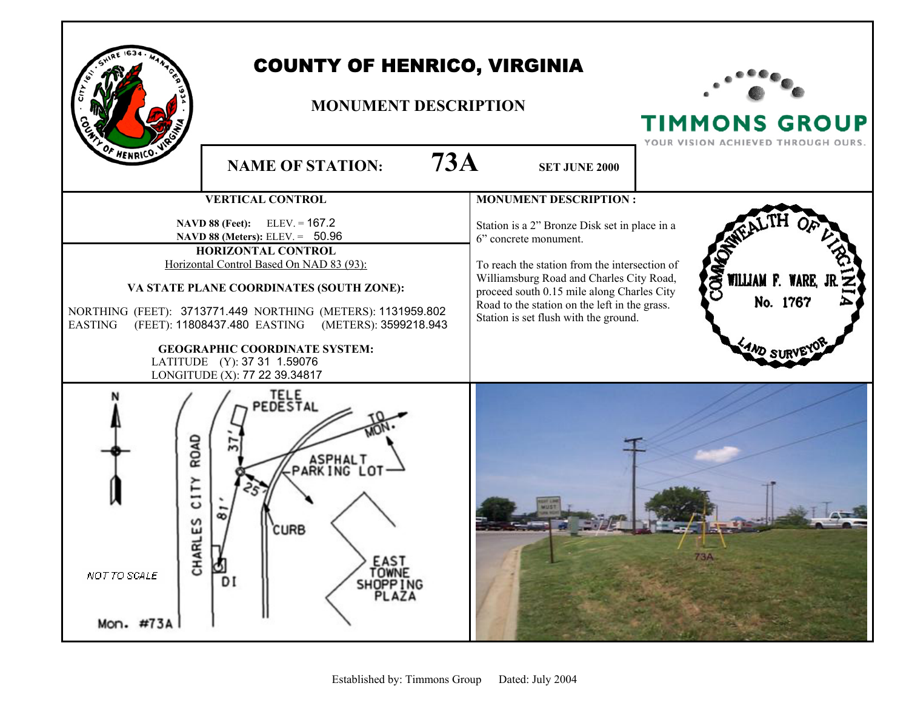# COUNTY OF HENRICO, VIRGINIA

## MONUMENT DESCRIPTION

TIMMONS GROUP
YOUR VISION ACHIEVED THROUGH OURS.

**NAME OF STATION:** **73A** **SET JUNE 2000**

### VERTICAL CONTROL

**NAVD 88 (Feet):** ELEV. = 167.2
**NAVD 88 (Meters):** ELEV. = 50.96

### HORIZONTAL CONTROL

Horizontal Control Based On NAD 83 (93):

**VA STATE PLANE COORDINATES (SOUTH ZONE):**

NORTHING (FEET): 3713771.449 NORTHING (METERS): 1131959.802
EASTING (FEET): 11808437.480 EASTING (METERS): 3599218.943

**GEOGRAPHIC COORDINATE SYSTEM:**

LATITUDE (Y): 37 31 1.59076
LONGITUDE (X): 77 22 39.34817

### MONUMENT DESCRIPTION :

Station is a 2" Bronze Disk set in place in a 6" concrete monument.

To reach the station from the intersection of Williamsburg Road and Charles City Road, proceed south 0.15 mile along Charles City Road to the station on the left in the grass. Station is set flush with the ground.

COMMONWEALTH OF VIRGINIA
WILLIAM F. WARE, JR.
No. 1767
LAND SURVEYOR

N
TELE PEDESTAL
TO MON.
37'
ASPHALT PARKING LOT
25'
81'
CHARLES CITY ROAD
CURB
EAST TOWNE SHOPPING PLAZA
DI
NOT TO SCALE
Mon. #73A

Established by: Timmons Group Dated: July 2004